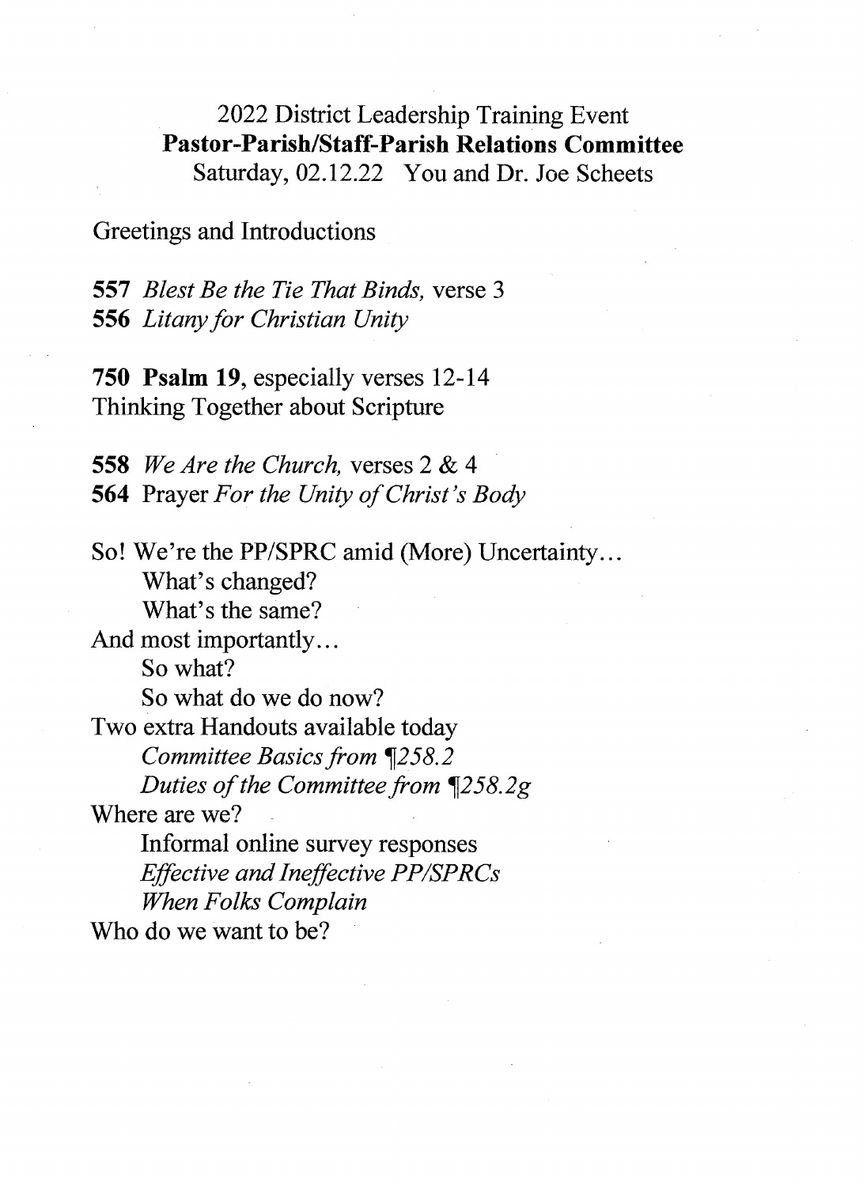2022 District Leadership Training Event

**Pastor-Parish/Staff-Parish Relations Committee**

Saturday, 02.12.22 You and Dr. Joe Scheets

Greetings and Introductions

**557** *Blest Be the Tie That Binds,* verse 3
**556** *Litany for Christian Unity*

**750** **Psalm 19**, especially verses 12-14
Thinking Together about Scripture

**558** *We Are the Church,* verses 2 & 4
**564** Prayer *For the Unity of Christ's Body*

So! We're the PP/SPRC amid (More) Uncertainty…
- What's changed?
- What's the same?

And most importantly…
- So what?
- So what do we do now?

Two extra Handouts available today
- *Committee Basics from ¶258.2*
- *Duties of the Committee from ¶258.2g*

Where are we?
- Informal online survey responses
- *Effective and Ineffective PP/SPRCs*
- *When Folks Complain*

Who do we want to be?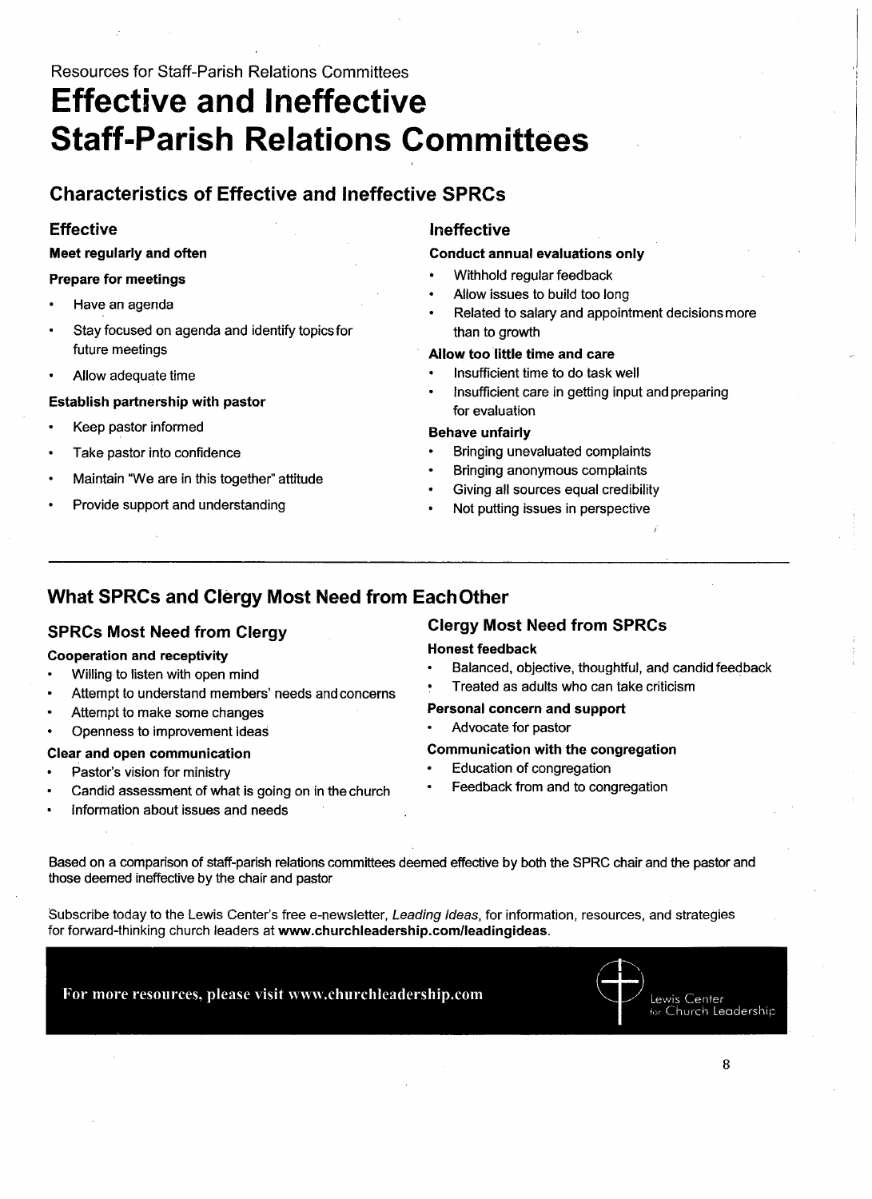Resources for Staff-Parish Relations Committees

# Effective and Ineffective Staff-Parish Relations Committees

## Characteristics of Effective and Ineffective SPRCs

### Effective

**Meet regularly and often**

**Prepare for meetings**

- Have an agenda
- Stay focused on agenda and identify topics for future meetings
- Allow adequate time

**Establish partnership with pastor**

- Keep pastor informed
- Take pastor into confidence
- Maintain "We are in this together" attitude
- Provide support and understanding

### Ineffective

**Conduct annual evaluations only**

- Withhold regular feedback
- Allow issues to build too long
- Related to salary and appointment decisions more than to growth

**Allow too little time and care**

- Insufficient time to do task well
- Insufficient care in getting input and preparing for evaluation

**Behave unfairly**

- Bringing unevaluated complaints
- Bringing anonymous complaints
- Giving all sources equal credibility
- Not putting issues in perspective

---

## What SPRCs and Clergy Most Need from Each Other

### SPRCs Most Need from Clergy

**Cooperation and receptivity**

- Willing to listen with open mind
- Attempt to understand members' needs and concerns
- Attempt to make some changes
- Openness to improvement ideas

**Clear and open communication**

- Pastor's vision for ministry
- Candid assessment of what is going on in the church
- Information about issues and needs

### Clergy Most Need from SPRCs

**Honest feedback**

- Balanced, objective, thoughtful, and candid feedback
- Treated as adults who can take criticism

**Personal concern and support**

- Advocate for pastor

**Communication with the congregation**

- Education of congregation
- Feedback from and to congregation

Based on a comparison of staff-parish relations committees deemed effective by both the SPRC chair and the pastor and those deemed ineffective by the chair and pastor

Subscribe today to the Lewis Center's free e-newsletter, *Leading Ideas*, for information, resources, and strategies for forward-thinking church leaders at **www.churchleadership.com/leadingideas**.

**For more resources, please visit www.churchleadership.com**

Lewis Center for Church Leadership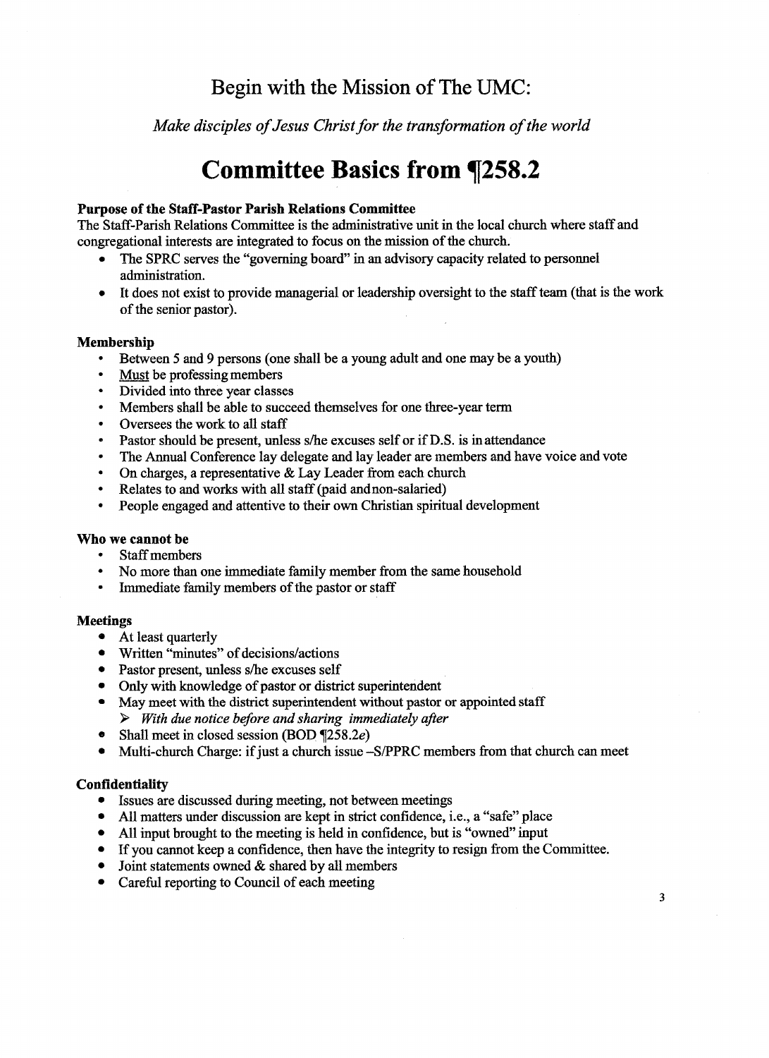## Begin with the Mission of The UMC:

*Make disciples of Jesus Christ for the transformation of the world*

# Committee Basics from ¶258.2

**Purpose of the Staff-Pastor Parish Relations Committee**

The Staff-Parish Relations Committee is the administrative unit in the local church where staff and congregational interests are integrated to focus on the mission of the church.

- The SPRC serves the "governing board" in an advisory capacity related to personnel administration.
- It does not exist to provide managerial or leadership oversight to the staff team (that is the work of the senior pastor).

**Membership**

- Between 5 and 9 persons (one shall be a young adult and one may be a youth)
- Must be professing members
- Divided into three year classes
- Members shall be able to succeed themselves for one three-year term
- Oversees the work to all staff
- Pastor should be present, unless s/he excuses self or if D.S. is in attendance
- The Annual Conference lay delegate and lay leader are members and have voice and vote
- On charges, a representative & Lay Leader from each church
- Relates to and works with all staff (paid and non-salaried)
- People engaged and attentive to their own Christian spiritual development

**Who we cannot be**

- Staff members
- No more than one immediate family member from the same household
- Immediate family members of the pastor or staff

**Meetings**

- At least quarterly
- Written "minutes" of decisions/actions
- Pastor present, unless s/he excuses self
- Only with knowledge of pastor or district superintendent
- May meet with the district superintendent without pastor or appointed staff
  - *With due notice before and sharing immediately after*
- Shall meet in closed session (BOD ¶258.2*e*)
- Multi-church Charge: if just a church issue –S/PPRC members from that church can meet

**Confidentiality**

- Issues are discussed during meeting, not between meetings
- All matters under discussion are kept in strict confidence, i.e., a "safe" place
- All input brought to the meeting is held in confidence, but is "owned" input
- If you cannot keep a confidence, then have the integrity to resign from the Committee.
- Joint statements owned & shared by all members
- Careful reporting to Council of each meeting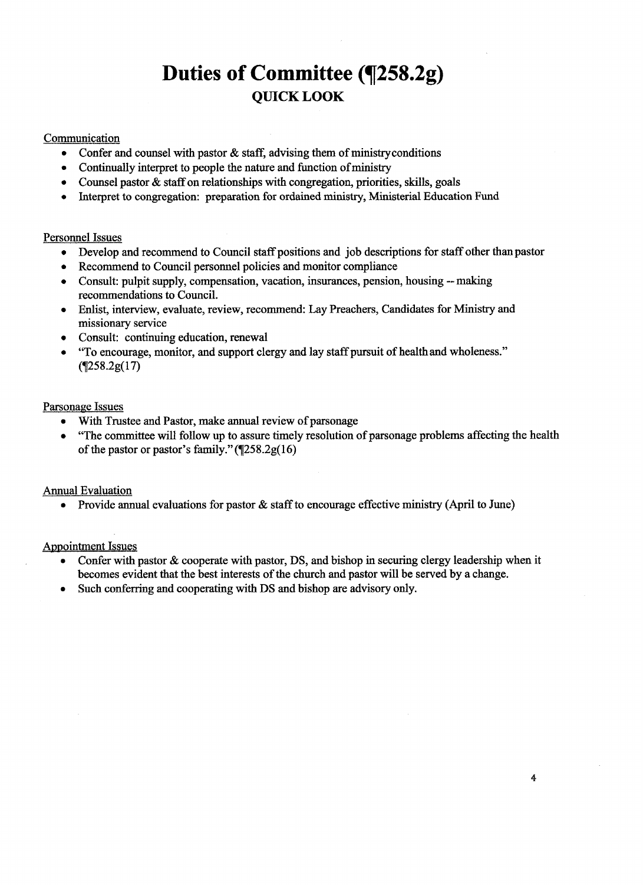# Duties of Committee (¶258.2g)

## QUICK LOOK

Communication

- Confer and counsel with pastor & staff, advising them of ministry conditions
- Continually interpret to people the nature and function of ministry
- Counsel pastor & staff on relationships with congregation, priorities, skills, goals
- Interpret to congregation: preparation for ordained ministry, Ministerial Education Fund

Personnel Issues

- Develop and recommend to Council staff positions and job descriptions for staff other than pastor
- Recommend to Council personnel policies and monitor compliance
- Consult: pulpit supply, compensation, vacation, insurances, pension, housing -- making recommendations to Council.
- Enlist, interview, evaluate, review, recommend: Lay Preachers, Candidates for Ministry and missionary service
- Consult: continuing education, renewal
- "To encourage, monitor, and support clergy and lay staff pursuit of health and wholeness." (¶258.2g(17)

Parsonage Issues

- With Trustee and Pastor, make annual review of parsonage
- "The committee will follow up to assure timely resolution of parsonage problems affecting the health of the pastor or pastor's family." (¶258.2g(16)

Annual Evaluation

- Provide annual evaluations for pastor & staff to encourage effective ministry (April to June)

Appointment Issues

- Confer with pastor & cooperate with pastor, DS, and bishop in securing clergy leadership when it becomes evident that the best interests of the church and pastor will be served by a change.
- Such conferring and cooperating with DS and bishop are advisory only.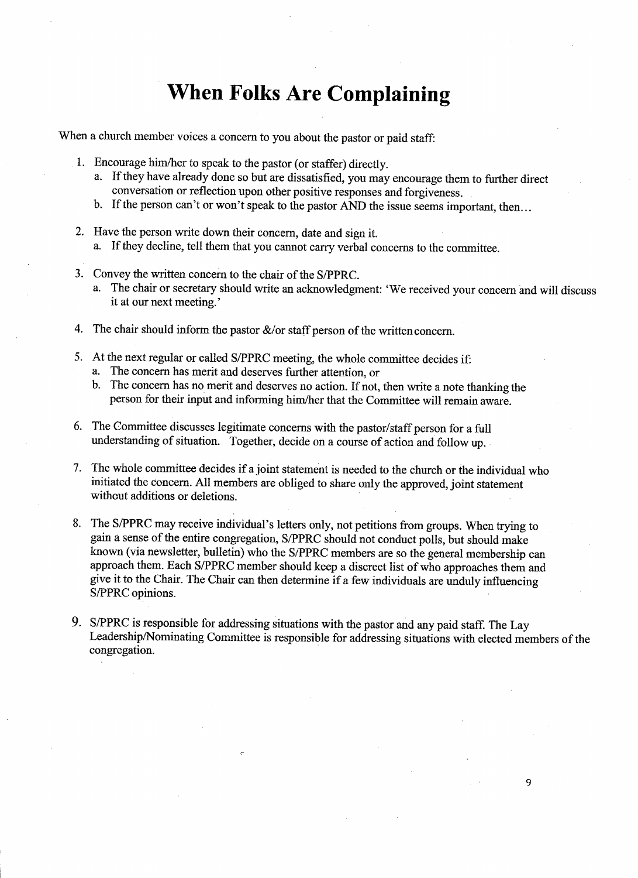# When Folks Are Complaining

When a church member voices a concern to you about the pastor or paid staff:

1. Encourage him/her to speak to the pastor (or staffer) directly.
   a. If they have already done so but are dissatisfied, you may encourage them to further direct conversation or reflection upon other positive responses and forgiveness.
   b. If the person can't or won't speak to the pastor AND the issue seems important, then…

2. Have the person write down their concern, date and sign it.
   a. If they decline, tell them that you cannot carry verbal concerns to the committee.

3. Convey the written concern to the chair of the S/PPRC.
   a. The chair or secretary should write an acknowledgment: 'We received your concern and will discuss it at our next meeting.'

4. The chair should inform the pastor &/or staff person of the written concern.

5. At the next regular or called S/PPRC meeting, the whole committee decides if:
   a. The concern has merit and deserves further attention, or
   b. The concern has no merit and deserves no action. If not, then write a note thanking the person for their input and informing him/her that the Committee will remain aware.

6. The Committee discusses legitimate concerns with the pastor/staff person for a full understanding of situation. Together, decide on a course of action and follow up.

7. The whole committee decides if a joint statement is needed to the church or the individual who initiated the concern. All members are obliged to share only the approved, joint statement without additions or deletions.

8. The S/PPRC may receive individual's letters only, not petitions from groups. When trying to gain a sense of the entire congregation, S/PPRC should not conduct polls, but should make known (via newsletter, bulletin) who the S/PPRC members are so the general membership can approach them. Each S/PPRC member should keep a discreet list of who approaches them and give it to the Chair. The Chair can then determine if a few individuals are unduly influencing S/PPRC opinions.

9. S/PPRC is responsible for addressing situations with the pastor and any paid staff. The Lay Leadership/Nominating Committee is responsible for addressing situations with elected members of the congregation.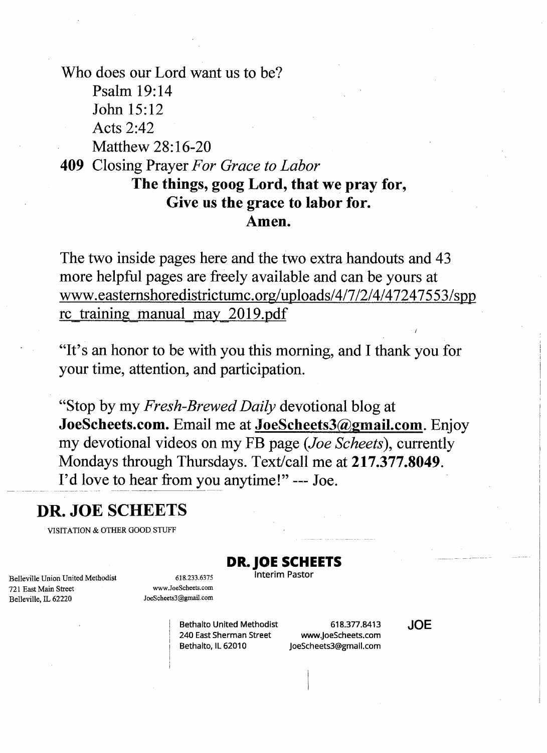Who does our Lord want us to be?

- Psalm 19:14
- John 15:12
- Acts 2:42
- Matthew 28:16-20

**409** Closing Prayer *For Grace to Labor*

**The things, goog Lord, that we pray for,**
**Give us the grace to labor for.**
**Amen.**

The two inside pages here and the two extra handouts and 43 more helpful pages are freely available and can be yours at www.easternshoredistrictumc.org/uploads/4/7/2/4/47247553/spprc_training_manual_may_2019.pdf

"It's an honor to be with you this morning, and I thank you for your time, attention, and participation.

"Stop by my *Fresh-Brewed Daily* devotional blog at **JoeScheets.com.** Email me at **JoeScheets3@gmail.com**. Enjoy my devotional videos on my FB page (*Joe Scheets*), currently Mondays through Thursdays. Text/call me at **217.377.8049**. I'd love to hear from you anytime!" --- Joe.

## DR. JOE SCHEETS

VISITATION & OTHER GOOD STUFF

Belleville Union United Methodist
721 East Main Street
Belleville, IL 62220

618.233.6375
www.JoeScheets.com
JoeScheets3@gmail.com

## DR. JOE SCHEETS

Interim Pastor

Bethalto United Methodist
240 East Sherman Street
Bethalto, IL 62010

618.377.8413
www.JoeScheets.com
JoeScheets3@gmail.com

JOE